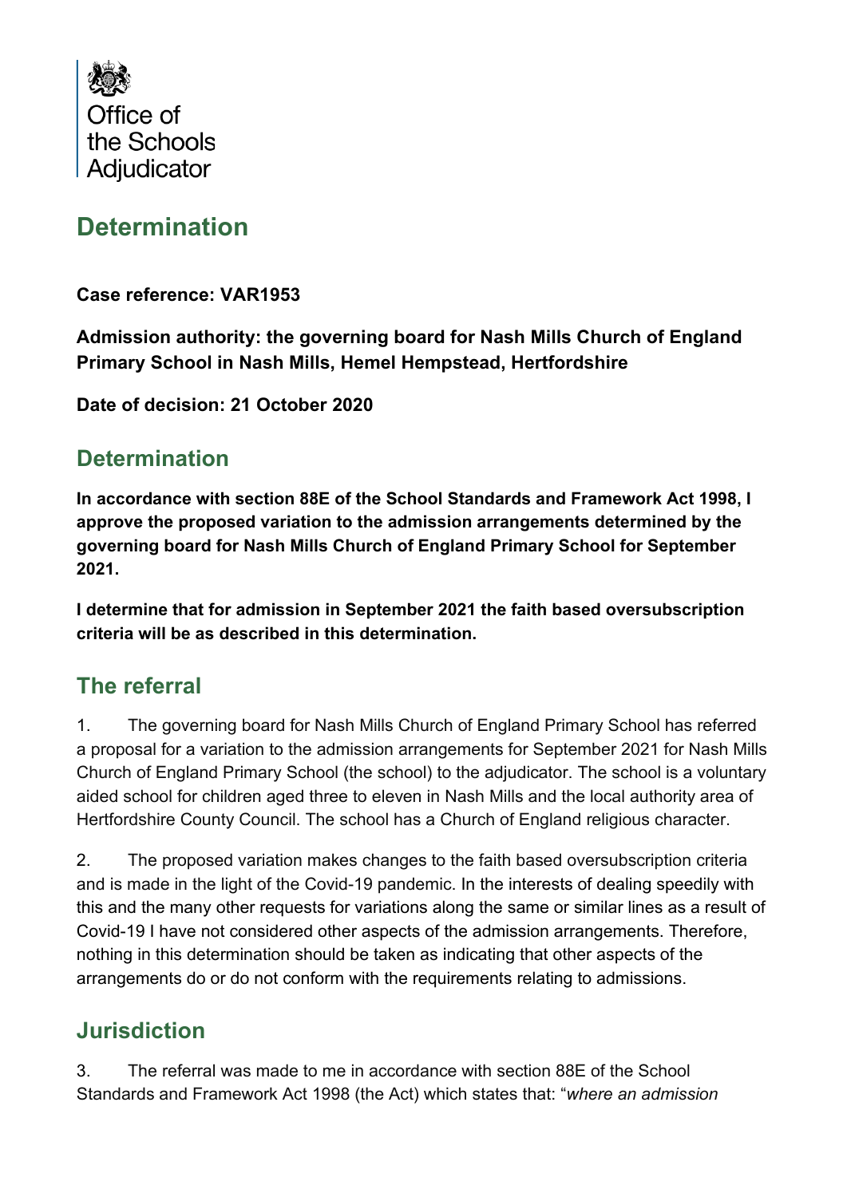Office of the Schools Adjudicator

# Determination

**Case reference: VAR1953**

**Admission authority: the governing board for Nash Mills Church of England Primary School in Nash Mills, Hemel Hempstead, Hertfordshire**

**Date of decision: 21 October 2020**

## Determination

**In accordance with section 88E of the School Standards and Framework Act 1998, I approve the proposed variation to the admission arrangements determined by the governing board for Nash Mills Church of England Primary School for September 2021.**

**I determine that for admission in September 2021 the faith based oversubscription criteria will be as described in this determination.**

## The referral

1. The governing board for Nash Mills Church of England Primary School has referred a proposal for a variation to the admission arrangements for September 2021 for Nash Mills Church of England Primary School (the school) to the adjudicator. The school is a voluntary aided school for children aged three to eleven in Nash Mills and the local authority area of Hertfordshire County Council. The school has a Church of England religious character.

2. The proposed variation makes changes to the faith based oversubscription criteria and is made in the light of the Covid-19 pandemic. In the interests of dealing speedily with this and the many other requests for variations along the same or similar lines as a result of Covid-19 I have not considered other aspects of the admission arrangements. Therefore, nothing in this determination should be taken as indicating that other aspects of the arrangements do or do not conform with the requirements relating to admissions.

## Jurisdiction

3. The referral was made to me in accordance with section 88E of the School Standards and Framework Act 1998 (the Act) which states that: "*where an admission*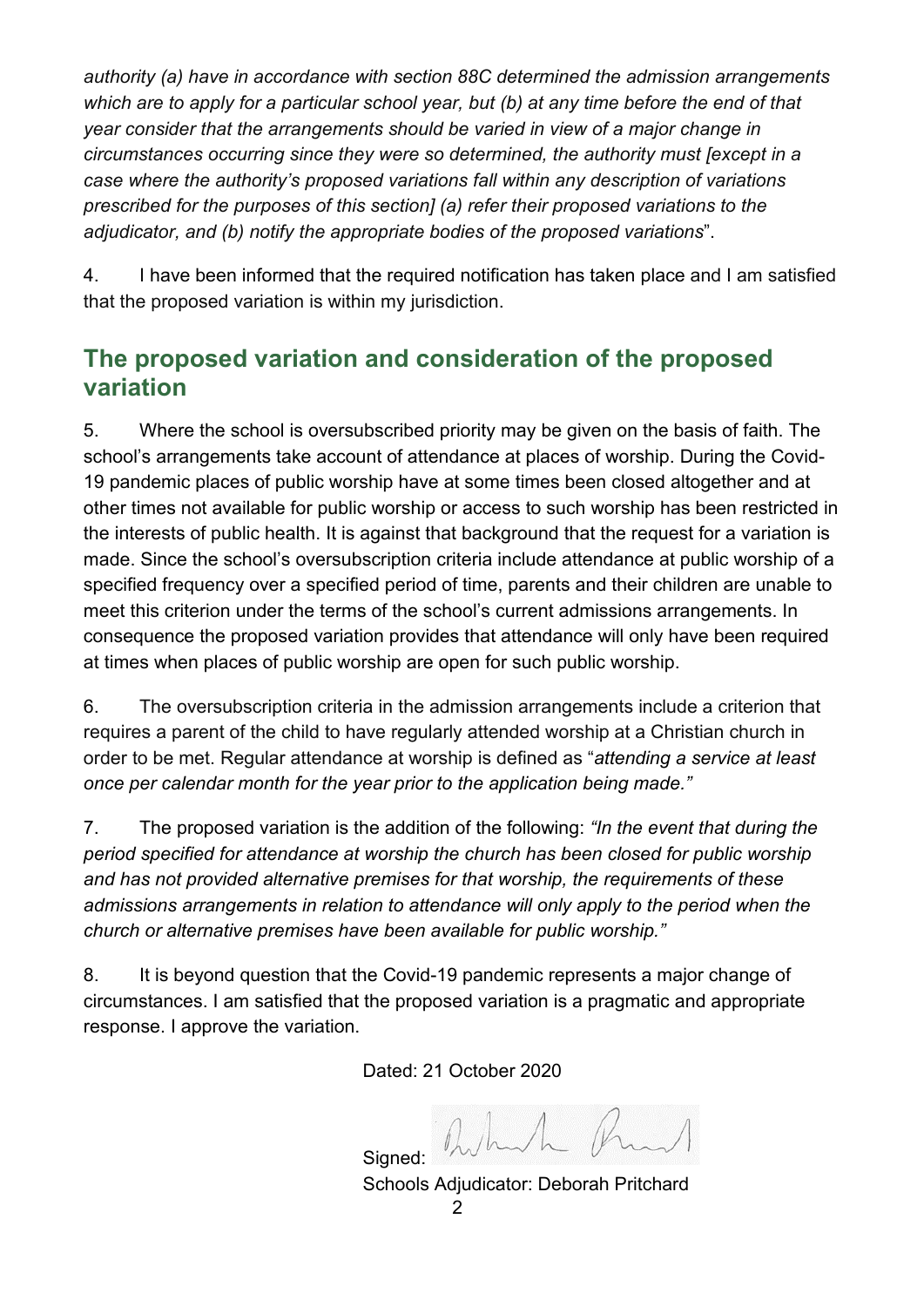*authority (a) have in accordance with section 88C determined the admission arrangements which are to apply for a particular school year, but (b) at any time before the end of that year consider that the arrangements should be varied in view of a major change in circumstances occurring since they were so determined, the authority must [except in a case where the authority's proposed variations fall within any description of variations prescribed for the purposes of this section] (a) refer their proposed variations to the adjudicator, and (b) notify the appropriate bodies of the proposed variations*".

4. I have been informed that the required notification has taken place and I am satisfied that the proposed variation is within my jurisdiction.

## The proposed variation and consideration of the proposed variation

5. Where the school is oversubscribed priority may be given on the basis of faith. The school's arrangements take account of attendance at places of worship. During the Covid-19 pandemic places of public worship have at some times been closed altogether and at other times not available for public worship or access to such worship has been restricted in the interests of public health. It is against that background that the request for a variation is made. Since the school's oversubscription criteria include attendance at public worship of a specified frequency over a specified period of time, parents and their children are unable to meet this criterion under the terms of the school's current admissions arrangements. In consequence the proposed variation provides that attendance will only have been required at times when places of public worship are open for such public worship.

6. The oversubscription criteria in the admission arrangements include a criterion that requires a parent of the child to have regularly attended worship at a Christian church in order to be met. Regular attendance at worship is defined as "*attending a service at least once per calendar month for the year prior to the application being made.*"

7. The proposed variation is the addition of the following: *"In the event that during the period specified for attendance at worship the church has been closed for public worship and has not provided alternative premises for that worship, the requirements of these admissions arrangements in relation to attendance will only apply to the period when the church or alternative premises have been available for public worship."*

8. It is beyond question that the Covid-19 pandemic represents a major change of circumstances. I am satisfied that the proposed variation is a pragmatic and appropriate response. I approve the variation.

Dated: 21 October 2020

Signed:

Schools Adjudicator: Deborah Pritchard